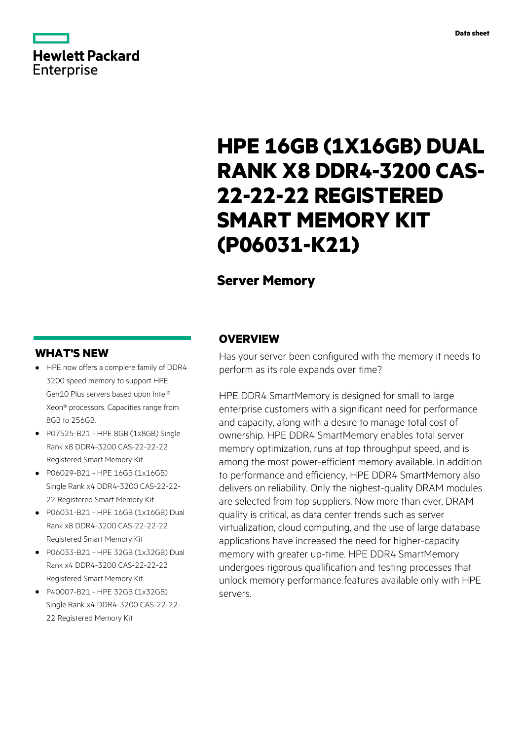Data sheet

# HPE 16GB (1X16GB) DUAL RANK X8 DDR4-3200 CAS-22-22-22 REGISTERED SMART MEMORY KIT (P06031-K21)

## Server Memory

## OVERVIEW

Has your server been configured with the memory it needs to perform as its role expands over time?

HPE DDR4 SmartMemory is designed for small to large enterprise customers with a significant need for performance and capacity, along with a desire to manage total cost of ownership. HPE DDR4 SmartMemory enables total server memory optimization, runs at top throughput speed, and is among the most power-efficient memory available. In addition to performance and efficiency, HPE DDR4 SmartMemory also delivers on reliability. Only the highest-quality DRAM modules are selected from top suppliers. Now more than ever, DRAM quality is critical, as data center trends such as server virtualization, cloud computing, and the use of large database applications have increased the need for higher-capacity memory with greater up-time. HPE DDR4 SmartMemory undergoes rigorous qualification and testing processes that unlock memory performance features available only with HPE servers.

## WHAT'S NEW

- HPE now offers a complete family of DDR4 3200 speed memory to support HPE Gen10 Plus servers based upon Intel® Xeon® processors. Capacities range from 8GB to 256GB.
- P07525-B21 - HPE 8GB (1x8GB) Single Rank x8 DDR4-3200 CAS-22-22-22 Registered Smart Memory Kit
- P06029-B21 - HPE 16GB (1x16GB) Single Rank x4 DDR4-3200 CAS-22-22-22 Registered Smart Memory Kit
- P06031-B21 - HPE 16GB (1x16GB) Dual Rank x8 DDR4-3200 CAS-22-22-22 Registered Smart Memory Kit
- P06033-B21 - HPE 32GB (1x32GB) Dual Rank x4 DDR4-3200 CAS-22-22-22 Registered Smart Memory Kit
- P40007-B21 - HPE 32GB (1x32GB) Single Rank x4 DDR4-3200 CAS-22-22-22 Registered Memory Kit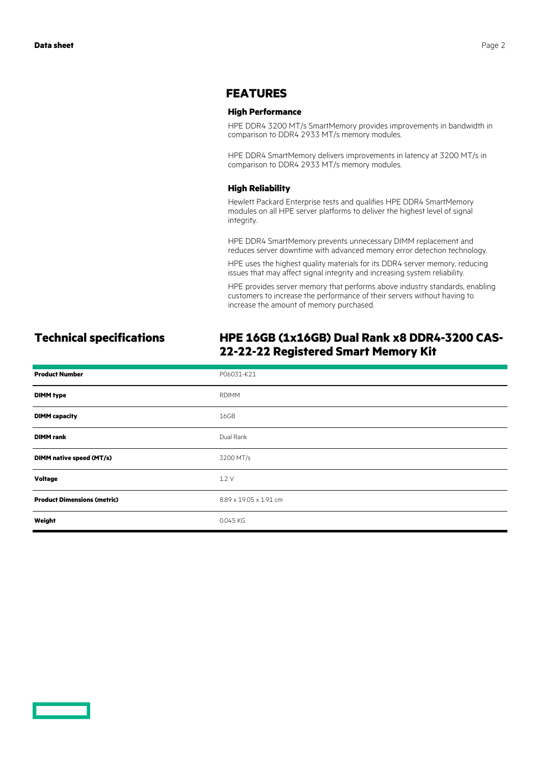## FEATURES

### High Performance

HPE DDR4 3200 MT/s SmartMemory provides improvements in bandwidth in comparison to DDR4 2933 MT/s memory modules.

HPE DDR4 SmartMemory delivers improvements in latency at 3200 MT/s in comparison to DDR4 2933 MT/s memory modules.

### High Reliability

Hewlett Packard Enterprise tests and qualifies HPE DDR4 SmartMemory modules on all HPE server platforms to deliver the highest level of signal integrity.

HPE DDR4 SmartMemory prevents unnecessary DIMM replacement and reduces server downtime with advanced memory error detection technology.

HPE uses the highest quality materials for its DDR4 server memory, reducing issues that may affect signal integrity and increasing system reliability.

HPE provides server memory that performs above industry standards, enabling customers to increase the performance of their servers without having to increase the amount of memory purchased.

## Technical specifications

### HPE 16GB (1x16GB) Dual Rank x8 DDR4-3200 CAS-22-22-22 Registered Smart Memory Kit

| | |
|---|---|
| **Product Number** | P06031-K21 |
| **DIMM type** | RDIMM |
| **DIMM capacity** | 16GB |
| **DIMM rank** | Dual Rank |
| **DIMM native speed (MT/s)** | 3200 MT/s |
| **Voltage** | 1.2 V |
| **Product Dimensions (metric)** | 8.89 x 19.05 x 1.91 cm |
| **Weight** | 0.045 KG |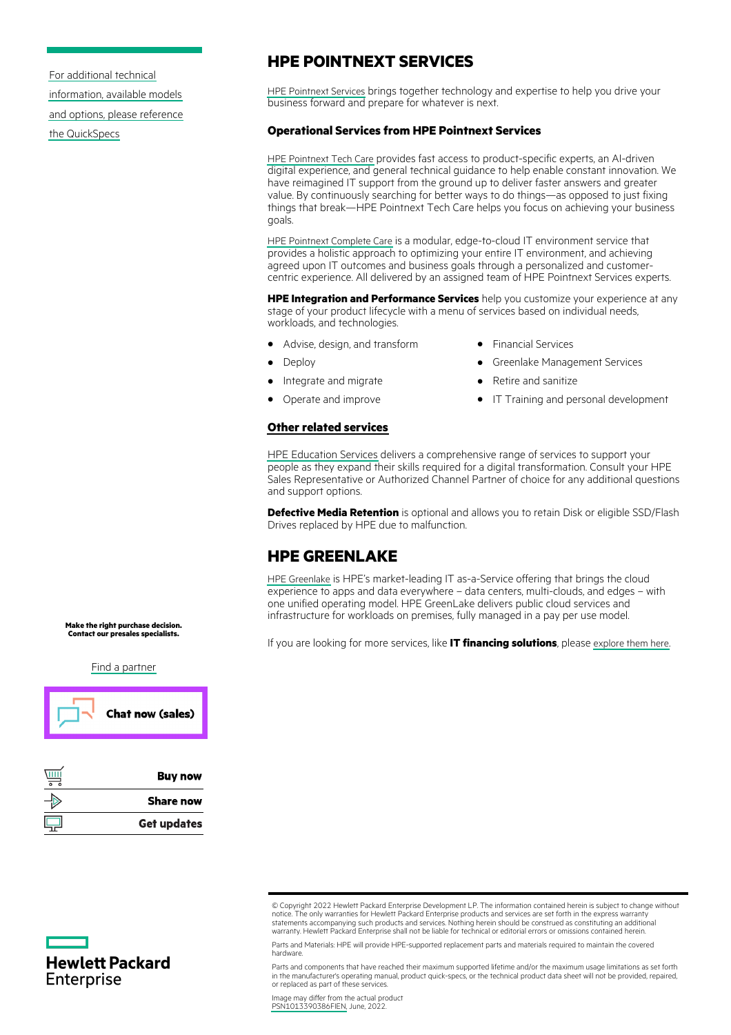For additional technical information, available models and options, please reference the QuickSpecs

## HPE POINTNEXT SERVICES

HPE Pointnext Services brings together technology and expertise to help you drive your business forward and prepare for whatever is next.

### Operational Services from HPE Pointnext Services

HPE Pointnext Tech Care provides fast access to product-specific experts, an AI-driven digital experience, and general technical guidance to help enable constant innovation. We have reimagined IT support from the ground up to deliver faster answers and greater value. By continuously searching for better ways to do things—as opposed to just fixing things that break—HPE Pointnext Tech Care helps you focus on achieving your business goals.

HPE Pointnext Complete Care is a modular, edge-to-cloud IT environment service that provides a holistic approach to optimizing your entire IT environment, and achieving agreed upon IT outcomes and business goals through a personalized and customer-centric experience. All delivered by an assigned team of HPE Pointnext Services experts.

**HPE Integration and Performance Services** help you customize your experience at any stage of your product lifecycle with a menu of services based on individual needs, workloads, and technologies.

- Advise, design, and transform
- Deploy
- Integrate and migrate
- Operate and improve
- Financial Services
- Greenlake Management Services
- Retire and sanitize
- IT Training and personal development

### Other related services

HPE Education Services delivers a comprehensive range of services to support your people as they expand their skills required for a digital transformation. Consult your HPE Sales Representative or Authorized Channel Partner of choice for any additional questions and support options.

**Defective Media Retention** is optional and allows you to retain Disk or eligible SSD/Flash Drives replaced by HPE due to malfunction.

## HPE GREENLAKE

HPE Greenlake is HPE's market-leading IT as-a-Service offering that brings the cloud experience to apps and data everywhere – data centers, multi-clouds, and edges – with one unified operating model. HPE GreenLake delivers public cloud services and infrastructure for workloads on premises, fully managed in a pay per use model.

If you are looking for more services, like **IT financing solutions**, please explore them here.

**Make the right purchase decision. Contact our presales specialists.**

Find a partner

Chat now (sales)

Buy now

Share now

Get updates

© Copyright 2022 Hewlett Packard Enterprise Development LP. The information contained herein is subject to change without notice. The only warranties for Hewlett Packard Enterprise products and services are set forth in the express warranty statements accompanying such products and services. Nothing herein should be construed as constituting an additional warranty. Hewlett Packard Enterprise shall not be liable for technical or editorial errors or omissions contained herein.

Parts and Materials: HPE will provide HPE-supported replacement parts and materials required to maintain the covered hardware.

Parts and components that have reached their maximum supported lifetime and/or the maximum usage limitations as set forth in the manufacturer's operating manual, product quick-specs, or the technical product data sheet will not be provided, repaired, or replaced as part of these services.

Image may differ from the actual product

PSN1013390386FIEN, June, 2022.

Hewlett Packard Enterprise